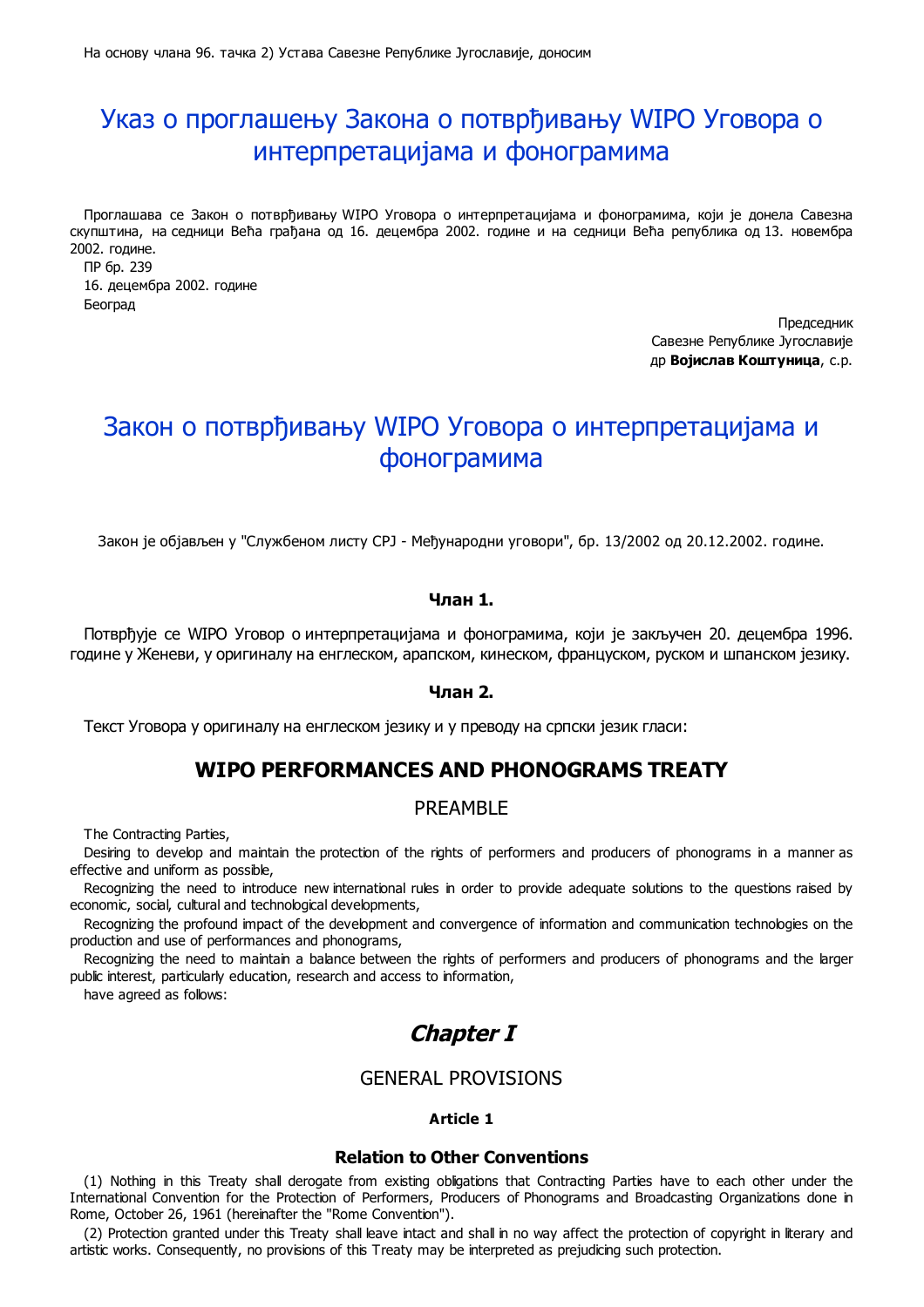На основу члана 96. тачка 2) Устава Савезне Републике Југославије, доносим

# Указ о проглашењу Закона о потврђивању WIPO Уговора о интерпретацијама и фонограмима

Проглашава се Закон о потврђивању WIPO Уговора о интерпретацијама и фонограмима, који је донела Савезна скупштина, на седници Већа грађана од 16. децембра 2002. године и на седници Већа република од 13. новембра 2002. године.

ПР бр. 239

16. децембра 2002. године

Београд

Председник
Савезне Републике Југославије
др **Војислав Коштуница**, с.р.

# Закон о потврђивању WIPO Уговора о интерпретацијама и фонограмима

Закон је објављен у "Службеном листу СРЈ - Међународни уговори", бр. 13/2002 од 20.12.2002. године.

#### Члан 1.

Потврђује се WIPO Уговор о интерпретацијама и фонограмима, који је закључен 20. децембра 1996. године у Женеви, у оригиналу на енглеском, арапском, кинеском, француском, руском и шпанском језику.

#### Члан 2.

Текст Уговора у оригиналу на енглеском језику и у преводу на српски језик гласи:

## WIPO PERFORMANCES AND PHONOGRAMS TREATY

### PREAMBLE

The Contracting Parties,

Desiring to develop and maintain the protection of the rights of performers and producers of phonograms in a manner as effective and uniform as possible,

Recognizing the need to introduce new international rules in order to provide adequate solutions to the questions raised by economic, social, cultural and technological developments,

Recognizing the profound impact of the development and convergence of information and communication technologies on the production and use of performances and phonograms,

Recognizing the need to maintain a balance between the rights of performers and producers of phonograms and the larger public interest, particularly education, research and access to information,

have agreed as follows:

## *Chapter I*

### GENERAL PROVISIONS

#### Article 1

#### Relation to Other Conventions

(1) Nothing in this Treaty shall derogate from existing obligations that Contracting Parties have to each other under the International Convention for the Protection of Performers, Producers of Phonograms and Broadcasting Organizations done in Rome, October 26, 1961 (hereinafter the "Rome Convention").

(2) Protection granted under this Treaty shall leave intact and shall in no way affect the protection of copyright in literary and artistic works. Consequently, no provisions of this Treaty may be interpreted as prejudicing such protection.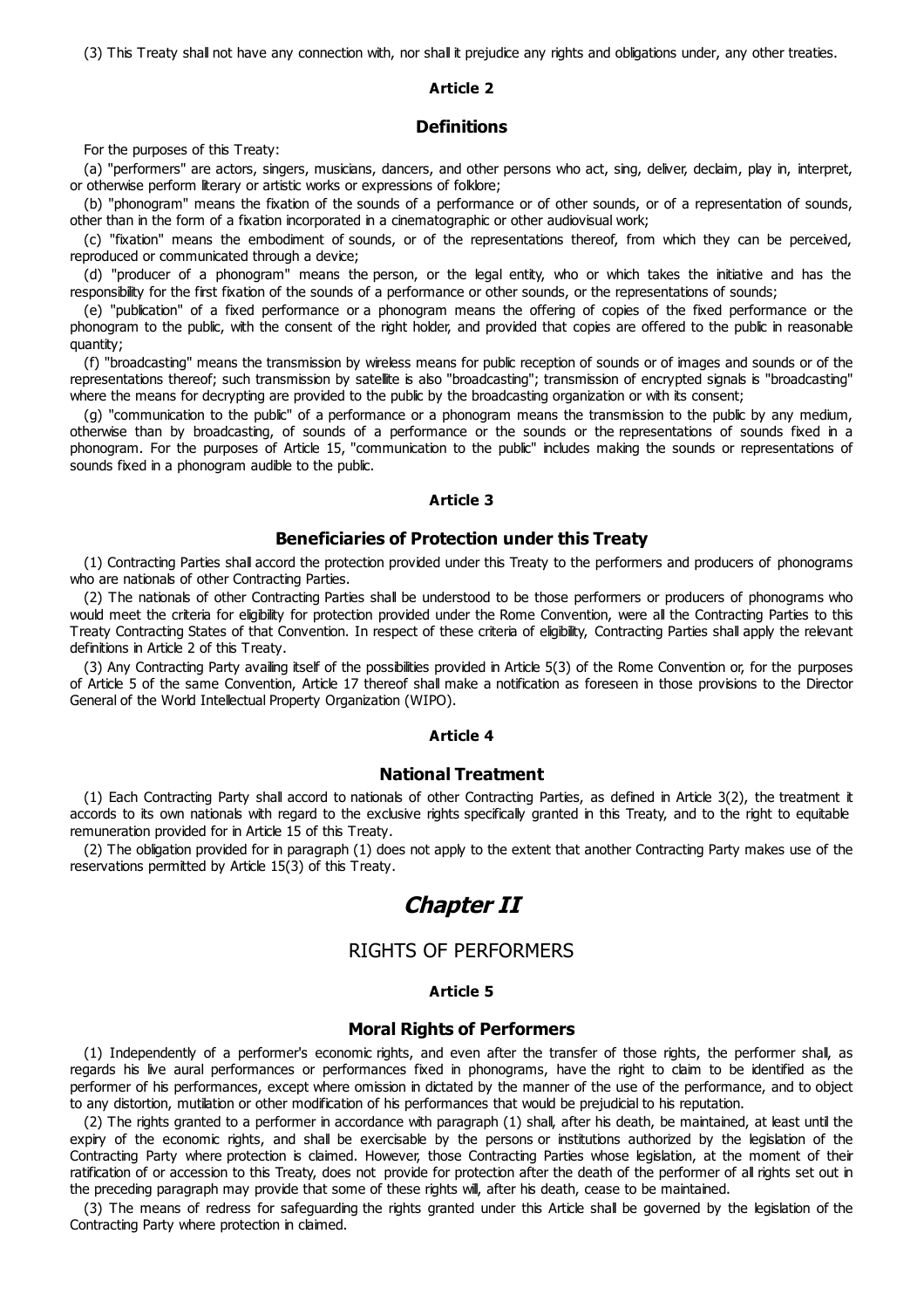(3) This Treaty shall not have any connection with, nor shall it prejudice any rights and obligations under, any other treaties.

#### Article 2

### Definitions

For the purposes of this Treaty:

(a) "performers" are actors, singers, musicians, dancers, and other persons who act, sing, deliver, declaim, play in, interpret, or otherwise perform literary or artistic works or expressions of folklore;

(b) "phonogram" means the fixation of the sounds of a performance or of other sounds, or of a representation of sounds, other than in the form of a fixation incorporated in a cinematographic or other audiovisual work;

(c) "fixation" means the embodiment of sounds, or of the representations thereof, from which they can be perceived, reproduced or communicated through a device;

(d) "producer of a phonogram" means the person, or the legal entity, who or which takes the initiative and has the responsibility for the first fixation of the sounds of a performance or other sounds, or the representations of sounds;

(e) "publication" of a fixed performance or a phonogram means the offering of copies of the fixed performance or the phonogram to the public, with the consent of the right holder, and provided that copies are offered to the public in reasonable quantity;

(f) "broadcasting" means the transmission by wireless means for public reception of sounds or of images and sounds or of the representations thereof; such transmission by satellite is also "broadcasting"; transmission of encrypted signals is "broadcasting" where the means for decrypting are provided to the public by the broadcasting organization or with its consent;

(g) "communication to the public" of a performance or a phonogram means the transmission to the public by any medium, otherwise than by broadcasting, of sounds of a performance or the sounds or the representations of sounds fixed in a phonogram. For the purposes of Article 15, "communication to the public" includes making the sounds or representations of sounds fixed in a phonogram audible to the public.

#### Article 3

### Beneficiaries of Protection under this Treaty

(1) Contracting Parties shall accord the protection provided under this Treaty to the performers and producers of phonograms who are nationals of other Contracting Parties.

(2) The nationals of other Contracting Parties shall be understood to be those performers or producers of phonograms who would meet the criteria for eligibility for protection provided under the Rome Convention, were all the Contracting Parties to this Treaty Contracting States of that Convention. In respect of these criteria of eligibility, Contracting Parties shall apply the relevant definitions in Article 2 of this Treaty.

(3) Any Contracting Party availing itself of the possibilities provided in Article 5(3) of the Rome Convention or, for the purposes of Article 5 of the same Convention, Article 17 thereof shall make a notification as foreseen in those provisions to the Director General of the World Intellectual Property Organization (WIPO).

#### Article 4

### National Treatment

(1) Each Contracting Party shall accord to nationals of other Contracting Parties, as defined in Article 3(2), the treatment it accords to its own nationals with regard to the exclusive rights specifically granted in this Treaty, and to the right to equitable remuneration provided for in Article 15 of this Treaty.

(2) The obligation provided for in paragraph (1) does not apply to the extent that another Contracting Party makes use of the reservations permitted by Article 15(3) of this Treaty.

# *Chapter II*

## RIGHTS OF PERFORMERS

#### Article 5

### Moral Rights of Performers

(1) Independently of a performer's economic rights, and even after the transfer of those rights, the performer shall, as regards his live aural performances or performances fixed in phonograms, have the right to claim to be identified as the performer of his performances, except where omission in dictated by the manner of the use of the performance, and to object to any distortion, mutilation or other modification of his performances that would be prejudicial to his reputation.

(2) The rights granted to a performer in accordance with paragraph (1) shall, after his death, be maintained, at least until the expiry of the economic rights, and shall be exercisable by the persons or institutions authorized by the legislation of the Contracting Party where protection is claimed. However, those Contracting Parties whose legislation, at the moment of their ratification of or accession to this Treaty, does not provide for protection after the death of the performer of all rights set out in the preceding paragraph may provide that some of these rights will, after his death, cease to be maintained.

(3) The means of redress for safeguarding the rights granted under this Article shall be governed by the legislation of the Contracting Party where protection in claimed.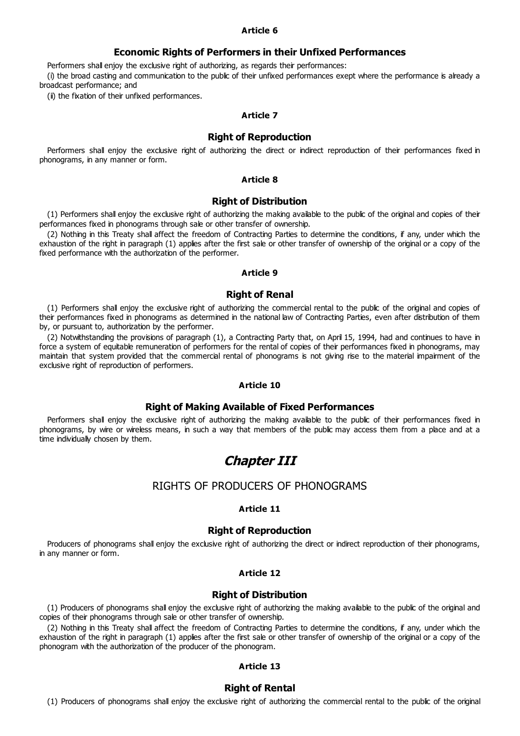#### Article 6

### Economic Rights of Performers in their Unfixed Performances

Performers shall enjoy the exclusive right of authorizing, as regards their performances:

(i) the broad casting and communication to the public of their unfixed performances exept where the performance is already a broadcast performance; and

(ii) the fixation of their unfixed performances.

#### Article 7

### Right of Reproduction

Performers shall enjoy the exclusive right of authorizing the direct or indirect reproduction of their performances fixed in phonograms, in any manner or form.

#### Article 8

### Right of Distribution

(1) Performers shall enjoy the exclusive right of authorizing the making available to the public of the original and copies of their performances fixed in phonograms through sale or other transfer of ownership.

(2) Nothing in this Treaty shall affect the freedom of Contracting Parties to determine the conditions, if any, under which the exhaustion of the right in paragraph (1) applies after the first sale or other transfer of ownership of the original or a copy of the fixed performance with the authorization of the performer.

#### Article 9

### Right of Renal

(1) Performers shall enjoy the exclusive right of authorizing the commercial rental to the public of the original and copies of their performances fixed in phonograms as determined in the national law of Contracting Parties, even after distribution of them by, or pursuant to, authorization by the performer.

(2) Notwithstanding the provisions of paragraph (1), a Contracting Party that, on April 15, 1994, had and continues to have in force a system of equitable remuneration of performers for the rental of copies of their performances fixed in phonograms, may maintain that system provided that the commercial rental of phonograms is not giving rise to the material impairment of the exclusive right of reproduction of performers.

#### Article 10

### Right of Making Available of Fixed Performances

Performers shall enjoy the exclusive right of authorizing the making available to the public of their performances fixed in phonograms, by wire or wireless means, in such a way that members of the public may access them from a place and at a time individually chosen by them.

# *Chapter III*

## RIGHTS OF PRODUCERS OF PHONOGRAMS

#### Article 11

### Right of Reproduction

Producers of phonograms shall enjoy the exclusive right of authorizing the direct or indirect reproduction of their phonograms, in any manner or form.

#### Article 12

### Right of Distribution

(1) Producers of phonograms shall enjoy the exclusive right of authorizing the making available to the public of the original and copies of their phonograms through sale or other transfer of ownership.

(2) Nothing in this Treaty shall affect the freedom of Contracting Parties to determine the conditions, if any, under which the exhaustion of the right in paragraph (1) applies after the first sale or other transfer of ownership of the original or a copy of the phonogram with the authorization of the producer of the phonogram.

#### Article 13

### Right of Rental

(1) Producers of phonograms shall enjoy the exclusive right of authorizing the commercial rental to the public of the original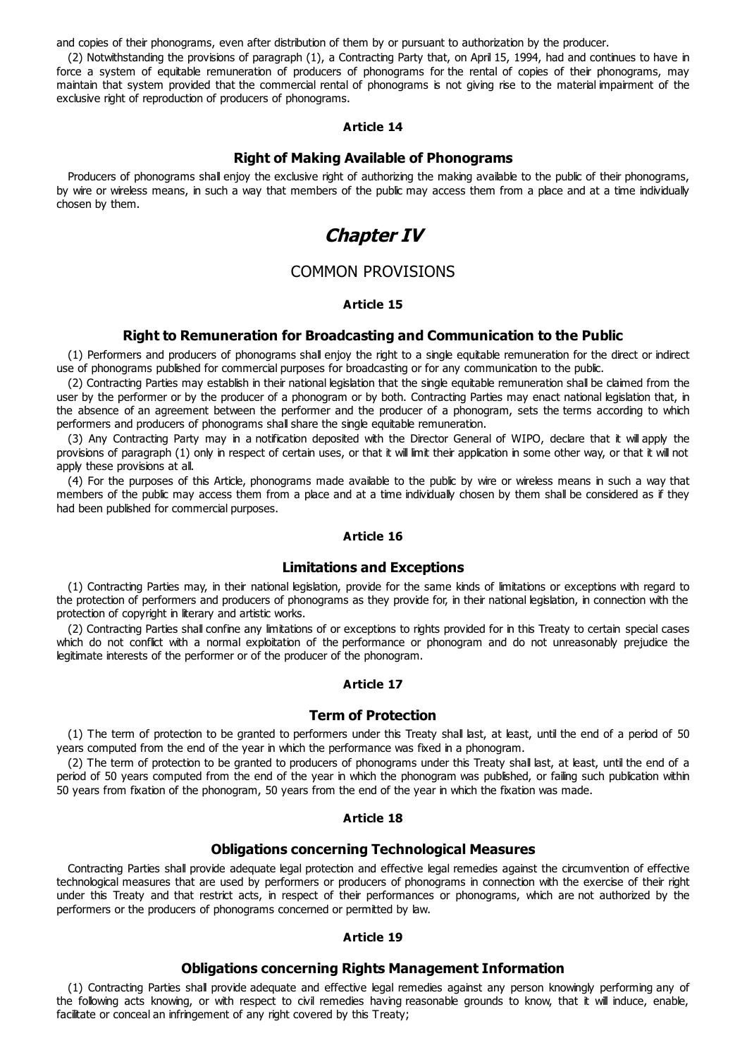and copies of their phonograms, even after distribution of them by or pursuant to authorization by the producer.

(2) Notwithstanding the provisions of paragraph (1), a Contracting Party that, on April 15, 1994, had and continues to have in force a system of equitable remuneration of producers of phonograms for the rental of copies of their phonograms, may maintain that system provided that the commercial rental of phonograms is not giving rise to the material impairment of the exclusive right of reproduction of producers of phonograms.

#### Article 14

### Right of Making Available of Phonograms

Producers of phonograms shall enjoy the exclusive right of authorizing the making available to the public of their phonograms, by wire or wireless means, in such a way that members of the public may access them from a place and at a time individually chosen by them.

# *Chapter IV*

## COMMON PROVISIONS

#### Article 15

### Right to Remuneration for Broadcasting and Communication to the Public

(1) Performers and producers of phonograms shall enjoy the right to a single equitable remuneration for the direct or indirect use of phonograms published for commercial purposes for broadcasting or for any communication to the public.

(2) Contracting Parties may establish in their national legislation that the single equitable remuneration shall be claimed from the user by the performer or by the producer of a phonogram or by both. Contracting Parties may enact national legislation that, in the absence of an agreement between the performer and the producer of a phonogram, sets the terms according to which performers and producers of phonograms shall share the single equitable remuneration.

(3) Any Contracting Party may in a notification deposited with the Director General of WIPO, declare that it will apply the provisions of paragraph (1) only in respect of certain uses, or that it will limit their application in some other way, or that it will not apply these provisions at all.

(4) For the purposes of this Article, phonograms made available to the public by wire or wireless means in such a way that members of the public may access them from a place and at a time individually chosen by them shall be considered as if they had been published for commercial purposes.

#### Article 16

### Limitations and Exceptions

(1) Contracting Parties may, in their national legislation, provide for the same kinds of limitations or exceptions with regard to the protection of performers and producers of phonograms as they provide for, in their national legislation, in connection with the protection of copyright in literary and artistic works.

(2) Contracting Parties shall confine any limitations of or exceptions to rights provided for in this Treaty to certain special cases which do not conflict with a normal exploitation of the performance or phonogram and do not unreasonably prejudice the legitimate interests of the performer or of the producer of the phonogram.

#### Article 17

### Term of Protection

(1) The term of protection to be granted to performers under this Treaty shall last, at least, until the end of a period of 50 years computed from the end of the year in which the performance was fixed in a phonogram.

(2) The term of protection to be granted to producers of phonograms under this Treaty shall last, at least, until the end of a period of 50 years computed from the end of the year in which the phonogram was published, or failing such publication within 50 years from fixation of the phonogram, 50 years from the end of the year in which the fixation was made.

#### Article 18

### Obligations concerning Technological Measures

Contracting Parties shall provide adequate legal protection and effective legal remedies against the circumvention of effective technological measures that are used by performers or producers of phonograms in connection with the exercise of their right under this Treaty and that restrict acts, in respect of their performances or phonograms, which are not authorized by the performers or the producers of phonograms concerned or permitted by law.

#### Article 19

### Obligations concerning Rights Management Information

(1) Contracting Parties shall provide adequate and effective legal remedies against any person knowingly performing any of the following acts knowing, or with respect to civil remedies having reasonable grounds to know, that it will induce, enable, facilitate or conceal an infringement of any right covered by this Treaty;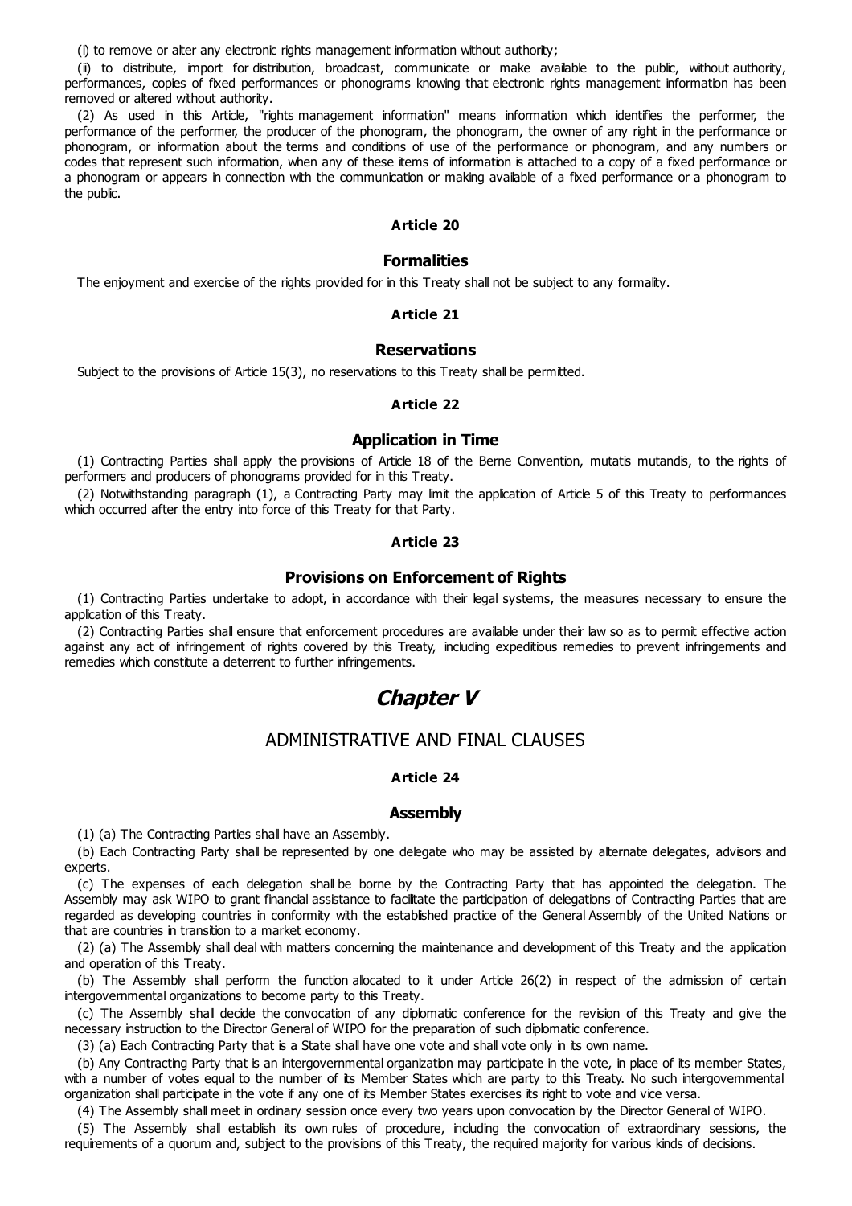(i) to remove or alter any electronic rights management information without authority;

(ii) to distribute, import for distribution, broadcast, communicate or make available to the public, without authority, performances, copies of fixed performances or phonograms knowing that electronic rights management information has been removed or altered without authority.

(2) As used in this Article, "rights management information" means information which identifies the performer, the performance of the performer, the producer of the phonogram, the phonogram, the owner of any right in the performance or phonogram, or information about the terms and conditions of use of the performance or phonogram, and any numbers or codes that represent such information, when any of these items of information is attached to a copy of a fixed performance or a phonogram or appears in connection with the communication or making available of a fixed performance or a phonogram to the public.

#### Article 20

### Formalities

The enjoyment and exercise of the rights provided for in this Treaty shall not be subject to any formality.

#### Article 21

### Reservations

Subject to the provisions of Article 15(3), no reservations to this Treaty shall be permitted.

#### Article 22

### Application in Time

(1) Contracting Parties shall apply the provisions of Article 18 of the Berne Convention, mutatis mutandis, to the rights of performers and producers of phonograms provided for in this Treaty.

(2) Notwithstanding paragraph (1), a Contracting Party may limit the application of Article 5 of this Treaty to performances which occurred after the entry into force of this Treaty for that Party.

#### Article 23

### Provisions on Enforcement of Rights

(1) Contracting Parties undertake to adopt, in accordance with their legal systems, the measures necessary to ensure the application of this Treaty.

(2) Contracting Parties shall ensure that enforcement procedures are available under their law so as to permit effective action against any act of infringement of rights covered by this Treaty, including expeditious remedies to prevent infringements and remedies which constitute a deterrent to further infringements.

# *Chapter V*

## ADMINISTRATIVE AND FINAL CLAUSES

#### Article 24

### Assembly

(1) (a) The Contracting Parties shall have an Assembly.

(b) Each Contracting Party shall be represented by one delegate who may be assisted by alternate delegates, advisors and experts.

(c) The expenses of each delegation shall be borne by the Contracting Party that has appointed the delegation. The Assembly may ask WIPO to grant financial assistance to facilitate the participation of delegations of Contracting Parties that are regarded as developing countries in conformity with the established practice of the General Assembly of the United Nations or that are countries in transition to a market economy.

(2) (a) The Assembly shall deal with matters concerning the maintenance and development of this Treaty and the application and operation of this Treaty.

(b) The Assembly shall perform the function allocated to it under Article 26(2) in respect of the admission of certain intergovernmental organizations to become party to this Treaty.

(c) The Assembly shall decide the convocation of any diplomatic conference for the revision of this Treaty and give the necessary instruction to the Director General of WIPO for the preparation of such diplomatic conference.

(3) (a) Each Contracting Party that is a State shall have one vote and shall vote only in its own name.

(b) Any Contracting Party that is an intergovernmental organization may participate in the vote, in place of its member States, with a number of votes equal to the number of its Member States which are party to this Treaty. No such intergovernmental organization shall participate in the vote if any one of its Member States exercises its right to vote and vice versa.

(4) The Assembly shall meet in ordinary session once every two years upon convocation by the Director General of WIPO.

(5) The Assembly shall establish its own rules of procedure, including the convocation of extraordinary sessions, the requirements of a quorum and, subject to the provisions of this Treaty, the required majority for various kinds of decisions.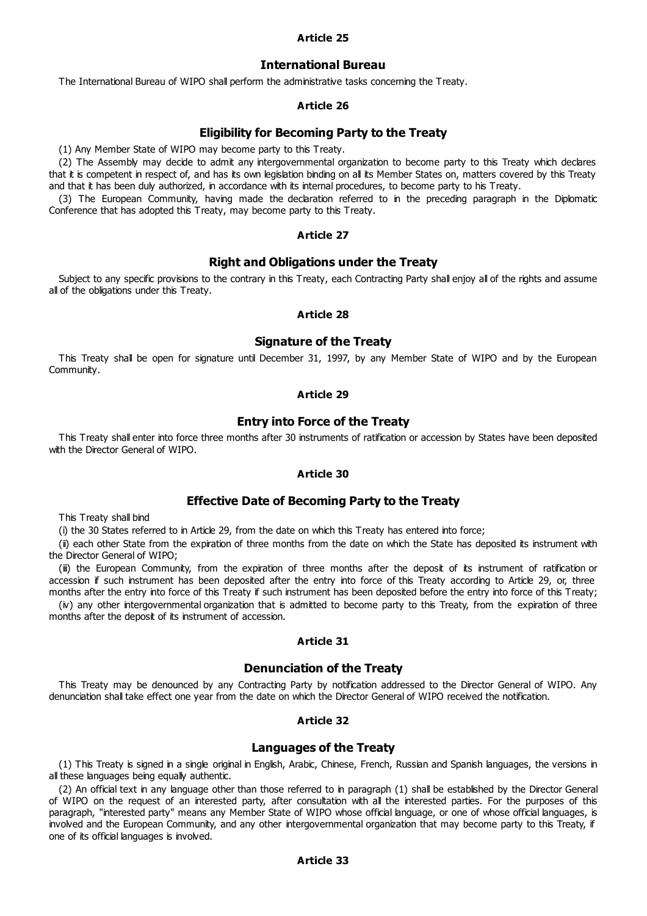#### Article 25

### International Bureau

The International Bureau of WIPO shall perform the administrative tasks concerning the Treaty.

#### Article 26

### Eligibility for Becoming Party to the Treaty

(1) Any Member State of WIPO may become party to this Treaty.

(2) The Assembly may decide to admit any intergovernmental organization to become party to this Treaty which declares that it is competent in respect of, and has its own legislation binding on all its Member States on, matters covered by this Treaty and that it has been duly authorized, in accordance with its internal procedures, to become party to his Treaty.

(3) The European Community, having made the declaration referred to in the preceding paragraph in the Diplomatic Conference that has adopted this Treaty, may become party to this Treaty.

#### Article 27

### Right and Obligations under the Treaty

Subject to any specific provisions to the contrary in this Treaty, each Contracting Party shall enjoy all of the rights and assume all of the obligations under this Treaty.

#### Article 28

### Signature of the Treaty

This Treaty shall be open for signature until December 31, 1997, by any Member State of WIPO and by the European Community.

#### Article 29

### Entry into Force of the Treaty

This Treaty shall enter into force three months after 30 instruments of ratification or accession by States have been deposited with the Director General of WIPO.

#### Article 30

### Effective Date of Becoming Party to the Treaty

This Treaty shall bind

(i) the 30 States referred to in Article 29, from the date on which this Treaty has entered into force;

(ii) each other State from the expiration of three months from the date on which the State has deposited its instrument with the Director General of WIPO;

(iii) the European Community, from the expiration of three months after the deposit of its instrument of ratification or accession if such instrument has been deposited after the entry into force of this Treaty according to Article 29, or, three months after the entry into force of this Treaty if such instrument has been deposited before the entry into force of this Treaty;

(iv) any other intergovernmental organization that is admitted to become party to this Treaty, from the expiration of three months after the deposit of its instrument of accession.

#### Article 31

### Denunciation of the Treaty

This Treaty may be denounced by any Contracting Party by notification addressed to the Director General of WIPO. Any denunciation shall take effect one year from the date on which the Director General of WIPO received the notification.

#### Article 32

### Languages of the Treaty

(1) This Treaty is signed in a single original in English, Arabic, Chinese, French, Russian and Spanish languages, the versions in all these languages being equally authentic.

(2) An official text in any language other than those referred to in paragraph (1) shall be established by the Director General of WIPO on the request of an interested party, after consultation with all the interested parties. For the purposes of this paragraph, "interested party" means any Member State of WIPO whose official language, or one of whose official languages, is involved and the European Community, and any other intergovernmental organization that may become party to this Treaty, if one of its official languages is involved.

#### Article 33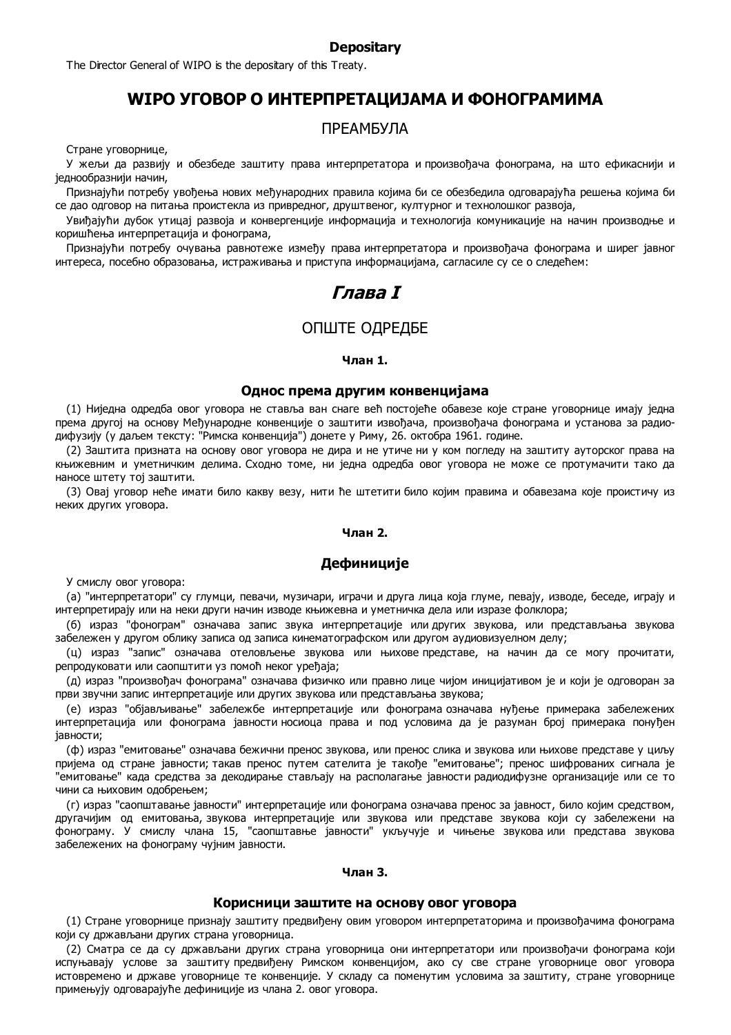**Depositary**

The Director General of WIPO is the depositary of this Treaty.

# WIPO УГОВОР О ИНТЕРПРЕТАЦИЈАМА И ФОНОГРАМИМА

## ПРЕАМБУЛА

Стране уговорнице,

У жељи да развију и обезбеде заштиту права интерпретатора и произвођача фонограма, на што ефикаснији и једнообразнији начин,

Признајући потребу увођења нових међународних правила којима би се обезбедила одговарајућа решења којима би се дао одговор на питања проистекла из привредног, друштвеног, културног и технолошког развоја,

Увиђајући дубок утицај развоја и конвергенције информација и технологија комуникације на начин производње и коришћења интерпретација и фонограма,

Признајући потребу очувања равнотеже између права интерпретатора и произвођача фонограма и ширег јавног интереса, посебно образовања, истраживања и приступа информацијама, сагласиле су се о следећем:

# *Глава I*

## ОПШТЕ ОДРЕДБЕ

**Члан 1.**

### Однос према другим конвенцијама

(1) Ниједна одредба овог уговора не ставља ван снаге већ постојеће обавезе које стране уговорнице имају једна према другој на основу Међународне конвенције о заштити извођача, произвођача фонограма и установа за радио-дифузију (у даљем тексту: "Римска конвенција") донете у Риму, 26. октобра 1961. године.

(2) Заштита призната на основу овог уговора не дира и не утиче ни у ком погледу на заштиту ауторског права на књижевним и уметничким делима. Сходно томе, ни једна одредба овог уговора не може се протумачити тако да наноси штету тој заштити.

(3) Овај уговор неће имати било какву везу, нити ће штетити било којим правима и обавезама које проистичу из неких других уговора.

**Члан 2.**

### Дефиниције

У смислу овог уговора:

(а) "интерпретатори" су глумци, певачи, музичари, играчи и друга лица која глуме, певају, изводе, беседе, играју и интерпретирају или на неки други начин изводе књижевна и уметничка дела или изразе фолклора;

(б) израз "фонограм" означава запис звука интерпретације или других звукова, или представљања звукова забележен у другом облику записа од записа кинематографском или другом аудиовизуелном делу;

(ц) израз "запис" означава отеловљење звукова или њихове представе, на начин да се могу прочитати, репродуковати или саопштити уз помоћ неког уређаја;

(д) израз "произвођач фонограма" означава физичко или правно лице чијом иницијативом је и који је одговоран за први звучни запис интерпретације или других звукова или представљања звукова;

(е) израз "објављивање" забележбе интерпретације или фонограма означава нуђење примерака забележених интерпретација или фонограма јавности носиоца права и под условима да је разуман број примерака понуђен јавности;

(ф) израз "емитовање" означава бежични пренос звукова, или пренос слика и звукова или њихове представе у циљу пријема од стране јавности; такав пренос путем сателита је такође "емитовање"; пренос шифрованих сигнала је "емитовање" када средства за декодирање стављају на располагање јавности радиодифузне организације или се то чини са њиховим одобрењем;

(г) израз "саопштавање јавности" интерпретације или фонограма означава пренос за јавност, било којим средством, другачијим од емитовања, звукова интерпретације или звукова или представе звукова који су забележени на фонограму. У смислу члана 15, "саопштавње јавности" укључује и чињење звукова или представа звукова забележених на фонограму чујним јавности.

**Члан 3.**

### Корисници заштите на основу овог уговора

(1) Стране уговорнице признају заштиту предвиђену овим уговором интерпретаторима и произвођачима фонограма који су држављани других страна уговорница.

(2) Сматра се да су држављани других страна уговорница они интерпретатори или произвођачи фонограма који испуњавају услове за заштиту предвиђену Римском конвенцијом, ако су све стране уговорнице овог уговора истовремено и државе уговорнице те конвенције. У складу са поменутим условима за заштиту, стране уговорнице примењују одговарајуће дефиниције из члана 2. овог уговора.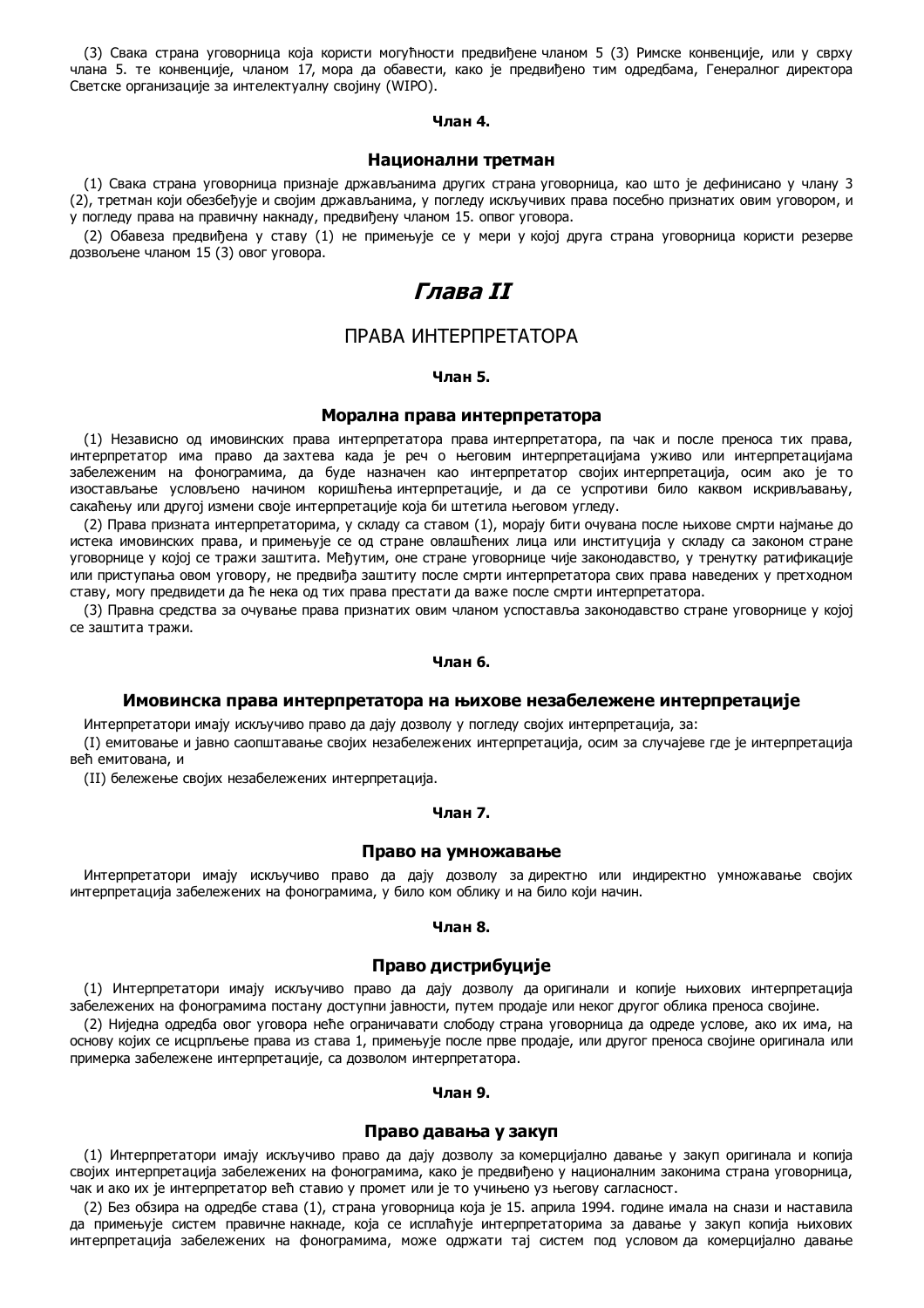(3) Свака страна уговорница која користи могућности предвиђене чланом 5 (3) Римске конвенције, или у сврху члана 5. те конвенције, чланом 17, мора да обавести, како је предвиђено тим одредбама, Генералног директора Светске организације за интелектуалну својину (WIPO).

#### Члан 4.

### Национални третман

(1) Свака страна уговорница признаје држављанима других страна уговорница, као што је дефинисано у члану 3 (2), третман који обезбеђује и својим држављанима, у погледу искључивих права посебно признатих овим уговором, и у погледу права на правичну накнаду, предвиђену чланом 15. овог уговора.

(2) Обавеза предвиђена у ставу (1) не примењује се у мери у којој друга страна уговорница користи резерве дозвољене чланом 15 (3) овог уговора.

# *Глава II*

## ПРАВА ИНТЕРПРЕТАТОРА

#### Члан 5.

### Морална права интерпретатора

(1) Независно од имовинских права интерпретатора права интерпретатора, па чак и после преноса тих права, интерпретатор има право да захтева када је реч о његовим интерпретацијама уживо или интерпретацијама забележеним на фонограмима, да буде назначен као интерпретатор својих интерпретација, осим ако је то изостављање условљено начином коришћења интерпретације, и да се успротиви било каквом искривљавању, сакаћењу или другој измени своје интерпретације која би штетила његовом угледу.

(2) Права призната интерпретаторима, у складу са ставом (1), морају бити очувана после њихове смрти најмање до истека имовинских права, и примењује се од стране овлашћених лица или институција у складу са законом стране уговорнице у којој се тражи заштита. Међутим, оне стране уговорнице чије законодавство, у тренутку ратификације или приступања овом уговору, не предвиђа заштиту после смрти интерпретатора свих права наведених у претходном ставу, могу предвидети да ће нека од тих права престати да важе после смрти интерпретатора.

(3) Правна средства за очување права признатих овим чланом успоставља законодавство стране уговорнице у којој се заштита тражи.

#### Члан 6.

### Имовинска права интерпретатора на њихове незабележене интерпретације

Интерпретатори имају искључиво право да дају дозволу у погледу својих интерпретација, за:

(I) емитовање и јавно саопштавање својих незабележених интерпретација, осим за случајеве где је интерпретација већ емитована, и

(II) бележење својих незабележених интерпретација.

#### Члан 7.

### Право на умножавање

Интерпретатори имају искључиво право да дају дозволу за директно или индиректно умножавање својих интерпретација забележених на фонограмима, у било ком облику и на било који начин.

#### Члан 8.

### Право дистрибуције

(1) Интерпретатори имају искључиво право да дају дозволу да оригинали и копије њихових интерпретација забележених на фонограмима постану доступни јавности, путем продаје или неког другог облика преноса својине.

(2) Ниједна одредба овог уговора неће ограничавати слободу страна уговорница да одреде услове, ако их има, на основу којих се исцрпљење права из става 1, примењује после прве продаје, или другог преноса својине оригинала или примерка забележене интерпретације, са дозволом интерпретатора.

#### Члан 9.

### Право давања у закуп

(1) Интерпретатори имају искључиво право да дају дозволу за комерцијално давање у закуп оригинала и копија својих интерпретација забележених на фонограмима, како је предвиђено у националним законима страна уговорница, чак и ако их је интерпретатор већ ставио у промет или је то учињено уз његову сагласност.

(2) Без обзира на одредбе става (1), страна уговорница која је 15. априла 1994. године имала на снази и наставила да примењује систем правичне накнаде, која се исплаћује интерпретаторима за давање у закуп копија њихових интерпретација забележених на фонограмима, може одржати тај систем под условом да комерцијално давање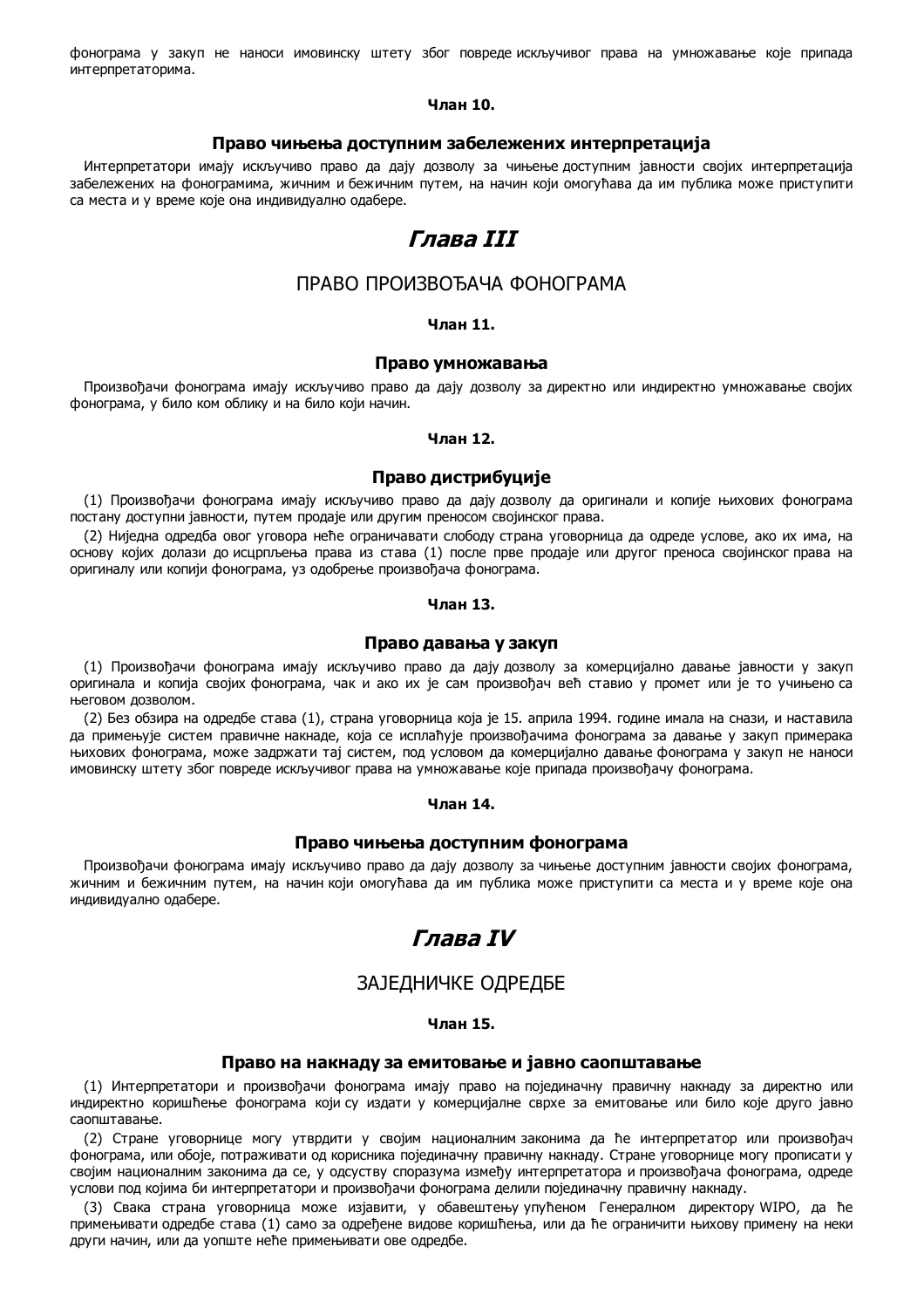фонограма у закуп не наноси имовинску штету због повреде искључивог права на умножавање које припада интерпретаторима.

**Члан 10.**

### Право чињења доступним забележених интерпретација

Интерпретатори имају искључиво право да дају дозволу за чињење доступним јавности својих интерпретација забележених на фонограмима, жичним и бежичним путем, на начин који омогућава да им публика може приступити са места и у време које она индивидуално одабере.

## *Глава III*

## ПРАВО ПРОИЗВОЂАЧА ФОНОГРАМА

**Члан 11.**

### Право умножавања

Произвођачи фонограма имају искључиво право да дају дозволу за директно или индиректно умножавање својих фонограма, у било ком облику и на било који начин.

**Члан 12.**

### Право дистрибуције

(1) Произвођачи фонограма имају искључиво право да дају дозволу да оригинали и копије њихових фонограма постану доступни јавности, путем продаје или другим преносом својинског права.

(2) Ниједна одредба овог уговора неће ограничавати слободу страна уговорница да одреде услове, ако их има, на основу којих долази до исцрпљења права из става (1) после прве продаје или другог преноса својинског права на оригиналу или копији фонограма, уз одобрење произвођача фонограма.

**Члан 13.**

### Право давања у закуп

(1) Произвођачи фонограма имају искључиво право да дају дозволу за комерцијално давање јавности у закуп оригинала и копија својих фонограма, чак и ако их је сам произвођач већ ставио у промет или је то учињено са његовом дозволом.

(2) Без обзира на одредбе става (1), страна уговорница која је 15. априла 1994. године имала на снази, и наставила да примењује систем правичне накнаде, која се исплаћује произвођачима фонограма за давање у закуп примерака њихових фонограма, може задржати тај систем, под условом да комерцијално давање фонограма у закуп не наноси имовинску штету због повреде искључивог права на умножавање које припада произвођачу фонограма.

**Члан 14.**

### Право чињења доступним фонограма

Произвођачи фонограма имају искључиво право да дају дозволу за чињење доступним јавности својих фонограма, жичним и бежичним путем, на начин који омогућава да им публика може приступити са места и у време које она индивидуално одабере.

## *Глава IV*

## ЗАЈЕДНИЧКЕ ОДРЕДБЕ

**Члан 15.**

### Право на накнаду за емитовање и јавно саопштавање

(1) Интерпретатори и произвођачи фонограма имају право на појединачну правичну накнаду за директно или индиректно коришћење фонограма који су издати у комерцијалне сврхе за емитовање или било које друго јавно саопштавање.

(2) Стране уговорнице могу утврдити у својим националним законима да ће интерпретатор или произвођач фонограма, или обоје, потраживати од корисника појединачну правичну накнаду. Стране уговорнице могу прописати у својим националним законима да се, у одсуству споразума између интерпретатора и произвођача фонограма, одреде услови под којима би интерпретатори и произвођачи фонограма делили појединачну правичну накнаду.

(3) Свака страна уговорница може изјавити, у обавештењу упућеном Генералном директору WIPO, да ће примењивати одредбе става (1) само за одређене видове коришћења, или да ће ограничити њихову примену на неки други начин, или да уопште неће примењивати ове одредбе.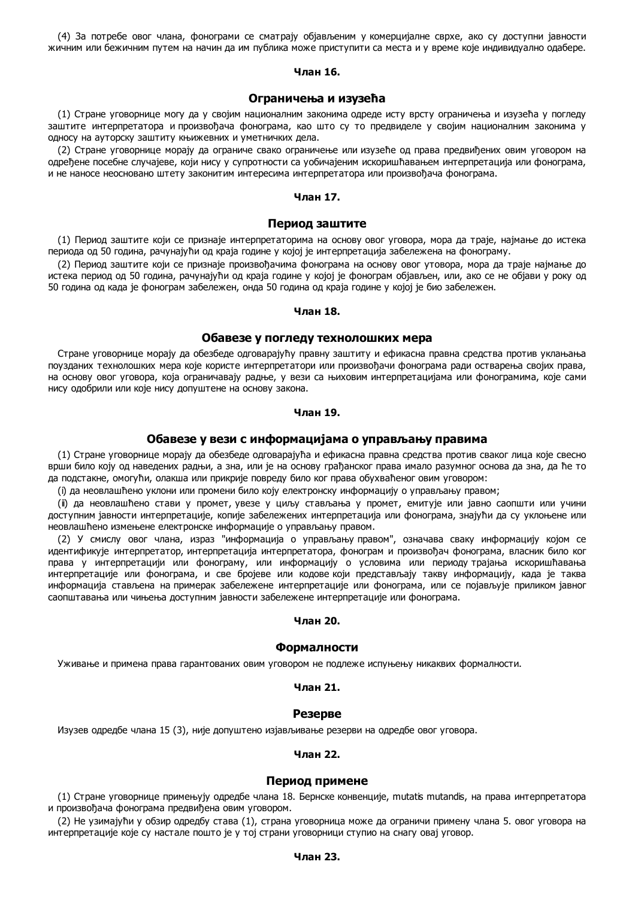(4) За потребе овог члана, фонограми се сматрају објављеним у комерцијалне сврхе, ако су доступни јавности жичним или бежичним путем на начин да им публика може приступити са места и у време које индивидуално одабере.

**Члан 16.**

### Ограничења и изузећа

(1) Стране уговорнице могу да у својим националним законима одреде исту врсту ограничења и изузећа у погледу заштите интерпретатора и произвођача фонограма, као што су то предвиделе у својим националним законима у односу на ауторску заштиту књижевних и уметничких дела.

(2) Стране уговорнице морају да ограниче свако ограничење или изузеће од права предвиђених овим уговором на одређене посебне случајеве, који нису у супротности са уобичајеним искоришћавањем интерпретација или фонограма, и не наносе неосновано штету законитим интересима интерпретатора или произвођача фонограма.

**Члан 17.**

### Период заштите

(1) Период заштите који се признаје интерпретаторима на основу овог уговора, мора да траје, најмање до истека периода од 50 година, рачунајући од краја године у којој је интерпретација забележена на фонограму.

(2) Период заштите који се признаје произвођачима фонограма на основу овог утовора, мора да траје најмање до истека период од 50 година, рачунајући од краја године у којој је фонограм објављен, или, ако се не објави у року од 50 година од када је фонограм забележен, онда 50 година од краја године у којој је био забележен.

**Члан 18.**

### Обавезе у погледу технолошких мера

Стране уговорнице морају да обезбеде одговарајућу правну заштиту и ефикасна правна средства против уклањања поузданих технолошких мера које користе интерпретатори или произвођачи фонограма ради остварења својих права, на основу овог уговора, која ограничавају радње, у вези са њиховим интерпретацијама или фонограмима, које сами нису одобрили или које нису допуштене на основу закона.

**Члан 19.**

### Обавезе у вези с информацијама о управљању правима

(1) Стране уговорнице морају да обезбеде одговарајућа и ефикасна правна средства против сваког лица које свесно врши било коју од наведених радњи, а зна, или је на основу грађанског права имало разумног основа да зна, да ће то да подстакне, омогући, олакша или прикрије повреду било ког права обухваћеног овим уговором:

(i) да неовлашћено уклони или промени било коју електронску информацију о управљању правом;

(ii) да неовлашћено стави у промет, увезе у циљу стављања у промет, емитује или јавно саопшти или учини доступним јавности интерпретације, копије забележених интерпретација или фонограма, знајући да су уклоњене или неовлашћено измењене електронске информације о управљању правом.

(2) У смислу овог члана, израз "информација о управљању правом", означава сваку информацију којом се идентификује интерпретатор, интерпретација интерпретатора, фонограм и произвођач фонограма, власник било ког права у интерпретацији или фонограму, или информацију о условима или периоду трајања искоришћавања интерпретације или фонограма, и све бројеве или кодове који представљају такву информацију, када је таква информација стављена на примерак забележене интерпретације или фонограма, или се појављује приликом јавног саопштавања или чињења доступним јавности забележене интерпретације или фонограма.

**Члан 20.**

### Формалности

Уживање и примена права гарантованих овим уговором не подлеже испуњењу никаквих формалности.

**Члан 21.**

### Резерве

Изузев одредбе члана 15 (3), није допуштено изјављивање резерви на одредбе овог уговора.

**Члан 22.**

### Период примене

(1) Стране уговорнице примењују одредбе члана 18. Бернске конвенције, mutatis mutandis, на права интерпретатора и произвођача фонограма предвиђена овим уговором.

(2) Не узимајући у обзир одредбу става (1), страна уговорница може да ограничи примену члана 5. овог уговора на интерпретације које су настале пошто је у тој страни уговорници ступио на снагу овај уговор.

**Члан 23.**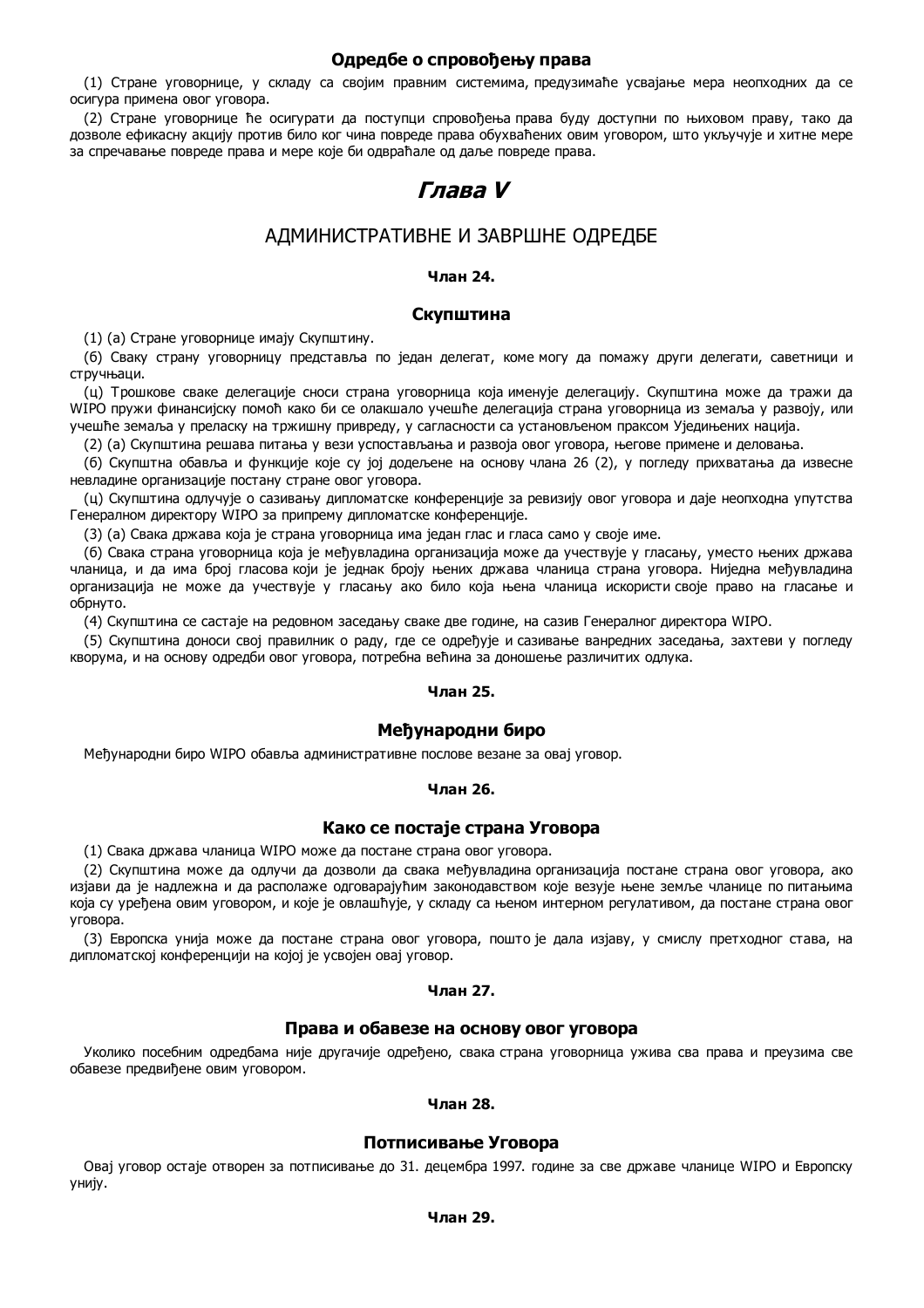### Одредбе о спровођењу права

(1) Стране уговорнице, у складу са својим правним системима, предузимаће усвајање мера неопходних да се осигура примена овог уговора.

(2) Стране уговорнице ће осигурати да поступци спровођења права буду доступни по њиховом праву, тако да дозволе ефикасну акцију против било ког чина повреде права обухваћених овим уговором, што укључује и хитне мере за спречавање повреде права и мере које би одвраћале од даље повреде права.

## *Глава V*

## АДМИНИСТРАТИВНЕ И ЗАВРШНЕ ОДРЕДБЕ

**Члан 24.**

### Скупштина

(1) (а) Стране уговорнице имају Скупштину.

(б) Сваку страну уговорницу представља по један делегат, коме могу да помажу други делегати, саветници и стручњаци.

(ц) Трошкове сваке делегације сноси страна уговорница која именује делегацију. Скупштина може да тражи да WIPO пружи финансијску помоћ како би се олакшало учешће делегација страна уговорница из земаља у развоју, или учешће земаља у преласку на тржишну привреду, у сагласности са установљеном праксом Уједињених нација.

(2) (а) Скупштина решава питања у вези успостављања и развоја овог уговора, његове примене и деловања.

(б) Скупштна обавља и функције које су јој додељене на основу члана 26 (2), у погледу прихватања да извесне невладине организације постану стране овог уговора.

(ц) Скупштина одлучује о сазивању дипломатске конференције за ревизију овог уговора и даје неопходна упутства Генералном директору WIPO за припрему дипломатске конференције.

(3) (а) Свака држава која је страна уговорница има један глас и гласа само у своје име.

(б) Свака страна уговорница која је међувладина организација може да учествује у гласању, уместо њених држава чланица, и да има број гласова који је једнак броју њених држава чланица страна уговора. Ниједна међувладина организација не може да учествује у гласању ако било која њена чланица искористи своје право на гласање и обрнуто.

(4) Скупштина се састаје на редовном заседању сваке две године, на сазив Генералног директора WIPO.

(5) Скупштина доноси свој правилник о раду, где се одређује и сазивање ванредних заседања, захтеви у погледу кворума, и на основу одредби овог уговора, потребна већина за доношење различитих одлука.

**Члан 25.**

### Међународни биро

Међународни биро WIPO обавља административне послове везане за овај уговор.

**Члан 26.**

### Како се постаје страна Уговора

(1) Свака држава чланица WIPO може да постане страна овог уговора.

(2) Скупштина може да одлучи да дозволи да свака међувладина организација постане страна овог уговора, ако изјави да је надлежна и да располаже одговарајућим законодавством које везује њене земље чланице по питањима која су уређена овим уговором, и које је овлашћује, у складу са њеном интерном регулативом, да постане страна овог уговора.

(3) Европска унија може да постане страна овог уговора, пошто је дала изјаву, у смислу претходног става, на дипломатској конференцији на којој је усвојен овај уговор.

**Члан 27.**

### Права и обавезе на основу овог уговора

Уколико посебним одредбама није другачије одређено, свака страна уговорница ужива сва права и преузима све обавезе предвиђене овим уговором.

**Члан 28.**

### Потписивање Уговора

Овај уговор остаје отворен за потписивање до 31. децембра 1997. године за све државе чланице WIPO и Европску унију.

**Члан 29.**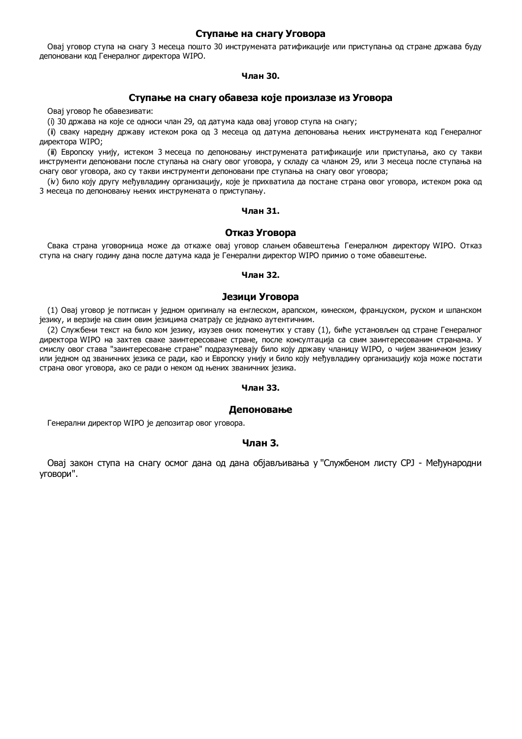### Ступање на снагу Уговора

Овај уговор ступа на снагу 3 месеца пошто 30 инструмената ратификације или приступања од стране држава буду депоновани код Генералног директора WIPO.

**Члан 30.**

### Ступање на снагу обавеза које произлазе из Уговора

Овај уговор ће обавезивати:

(i) 30 држава на које се односи члан 29, од датума када овај уговор ступа на снагу;

(ii) сваку наредну државу истеком рока од 3 месеца од датума депоновања њених инструмената код Генералног директора WIPO;

(iii) Европску унију, истеком 3 месеца по депоновању инструмената ратификације или приступања, ако су такви инструменти депоновани после ступања на снагу овог уговора, у складу са чланом 29, или 3 месеца после ступања на снагу овог уговора, ако су такви инструменти депоновани пре ступања на снагу овог уговора;

(iv) било коју другу међувладину организацију, које је прихватила да постане страна овог уговора, истеком рока од 3 месеца по депоновању њених инструмената о приступању.

**Члан 31.**

### Отказ Уговора

Свака страна уговорница може да откаже овај уговор слањем обавештења Генералном директору WIPO. Отказ ступа на снагу годину дана после датума када је Генерални директор WIPO примио о томе обавештење.

**Члан 32.**

### Језици Уговора

(1) Овај уговор је потписан у једном оригиналу на енглеском, арапском, кинеском, француском, руском и шпанском језику, и верзије на свим овим језицима сматрају се једнако аутентичним.

(2) Службени текст на било ком језику, изузев оних поменутих у ставу (1), биће установљен од стране Генералног директора WIPO на захтев сваке заинтересоване стране, после консултација са свим заинтересованим странама. У смислу овог става "заинтересоване стране" подразумевају било коју државу чланицу WIPO, о чијем званичном језику или једном од званичних језика се ради, као и Европску унију и било коју међувладину организацију која може постати страна овог уговора, ако се ради о неком од њених званичних језика.

**Члан 33.**

### Депоновање

Генерални директор WIPO је депозитар овог уговора.

## Члан 3.

Овај закон ступа на снагу осмог дана од дана објављивања у "Службеном листу СРЈ - Међународни уговори".